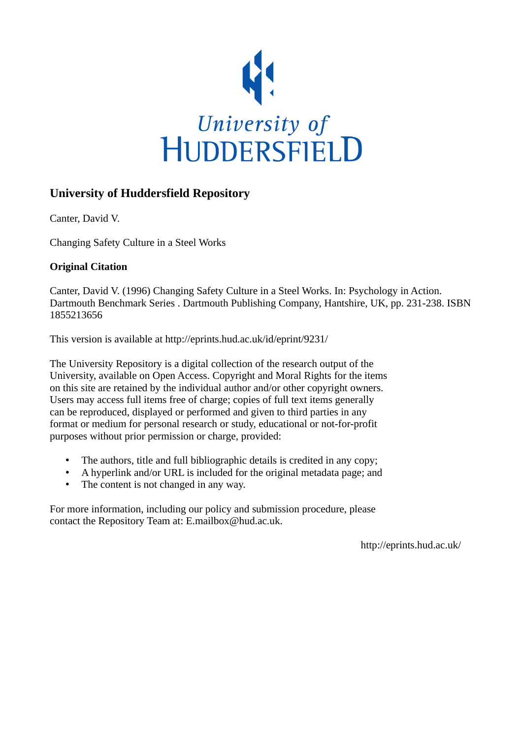University of HUDDERSFIELD

## University of Huddersfield Repository

Canter, David V.

Changing Safety Culture in a Steel Works

### Original Citation

Canter, David V. (1996) Changing Safety Culture in a Steel Works. In: Psychology in Action. Dartmouth Benchmark Series . Dartmouth Publishing Company, Hantshire, UK, pp. 231-238. ISBN 1855213656

This version is available at http://eprints.hud.ac.uk/id/eprint/9231/

The University Repository is a digital collection of the research output of the University, available on Open Access. Copyright and Moral Rights for the items on this site are retained by the individual author and/or other copyright owners. Users may access full items free of charge; copies of full text items generally can be reproduced, displayed or performed and given to third parties in any format or medium for personal research or study, educational or not-for-profit purposes without prior permission or charge, provided:

- The authors, title and full bibliographic details is credited in any copy;
- A hyperlink and/or URL is included for the original metadata page; and
- The content is not changed in any way.

For more information, including our policy and submission procedure, please contact the Repository Team at: E.mailbox@hud.ac.uk.

http://eprints.hud.ac.uk/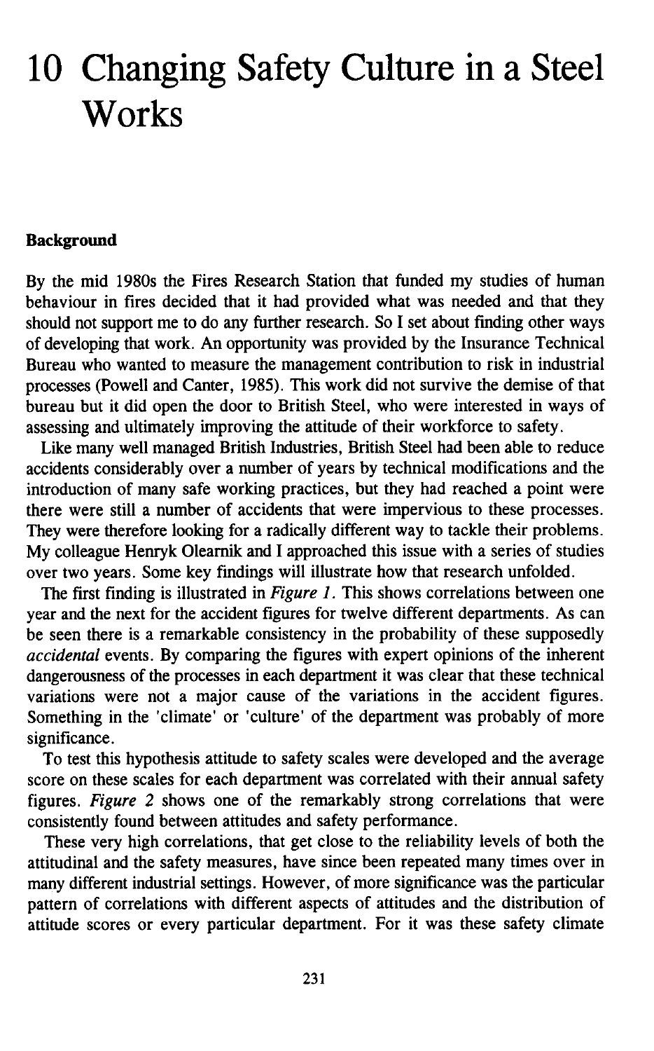# 10 Changing Safety Culture in a Steel Works

**Background**

By the mid 1980s the Fires Research Station that funded my studies of human behaviour in fires decided that it had provided what was needed and that they should not support me to do any further research. So I set about finding other ways of developing that work. An opportunity was provided by the Insurance Technical Bureau who wanted to measure the management contribution to risk in industrial processes (Powell and Canter, 1985). This work did not survive the demise of that bureau but it did open the door to British Steel, who were interested in ways of assessing and ultimately improving the attitude of their workforce to safety.

Like many well managed British Industries, British Steel had been able to reduce accidents considerably over a number of years by technical modifications and the introduction of many safe working practices, but they had reached a point were there were still a number of accidents that were impervious to these processes. They were therefore looking for a radically different way to tackle their problems. My colleague Henryk Olearnik and I approached this issue with a series of studies over two years. Some key findings will illustrate how that research unfolded.

The first finding is illustrated in *Figure 1*. This shows correlations between one year and the next for the accident figures for twelve different departments. As can be seen there is a remarkable consistency in the probability of these supposedly *accidental* events. By comparing the figures with expert opinions of the inherent dangerousness of the processes in each department it was clear that these technical variations were not a major cause of the variations in the accident figures. Something in the 'climate' or 'culture' of the department was probably of more significance.

To test this hypothesis attitude to safety scales were developed and the average score on these scales for each department was correlated with their annual safety figures. *Figure 2* shows one of the remarkably strong correlations that were consistently found between attitudes and safety performance.

These very high correlations, that get close to the reliability levels of both the attitudinal and the safety measures, have since been repeated many times over in many different industrial settings. However, of more significance was the particular pattern of correlations with different aspects of attitudes and the distribution of attitude scores or every particular department. For it was these safety climate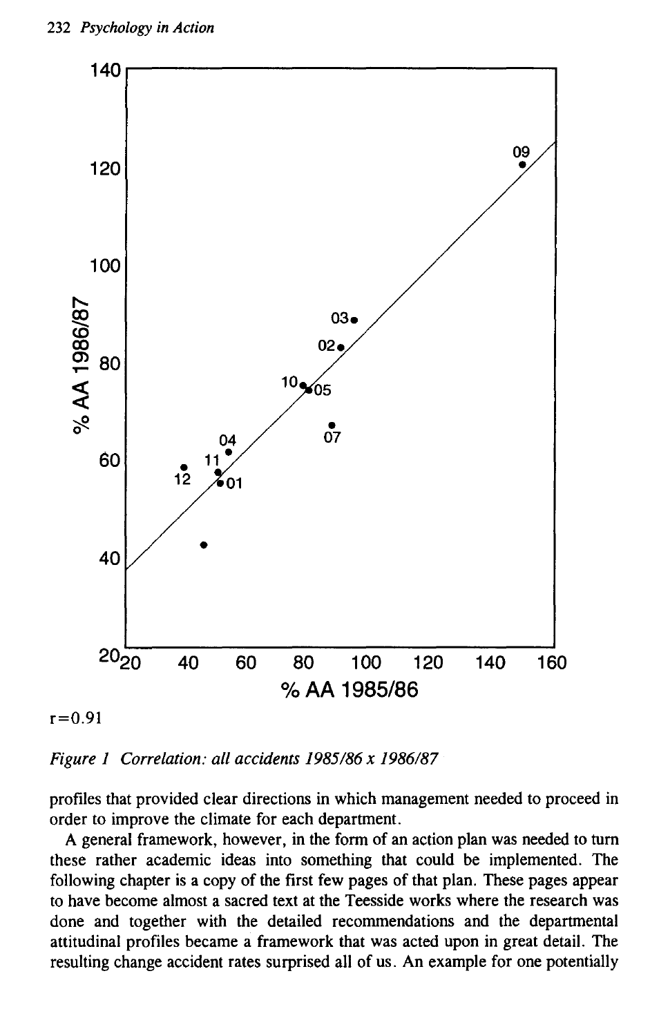r=0.91

*Figure 1 Correlation: all accidents 1985/86 x 1986/87*

profiles that provided clear directions in which management needed to proceed in order to improve the climate for each department.

A general framework, however, in the form of an action plan was needed to turn these rather academic ideas into something that could be implemented. The following chapter is a copy of the first few pages of that plan. These pages appear to have become almost a sacred text at the Teesside works where the research was done and together with the detailed recommendations and the departmental attitudinal profiles became a framework that was acted upon in great detail. The resulting change accident rates surprised all of us. An example for one potentially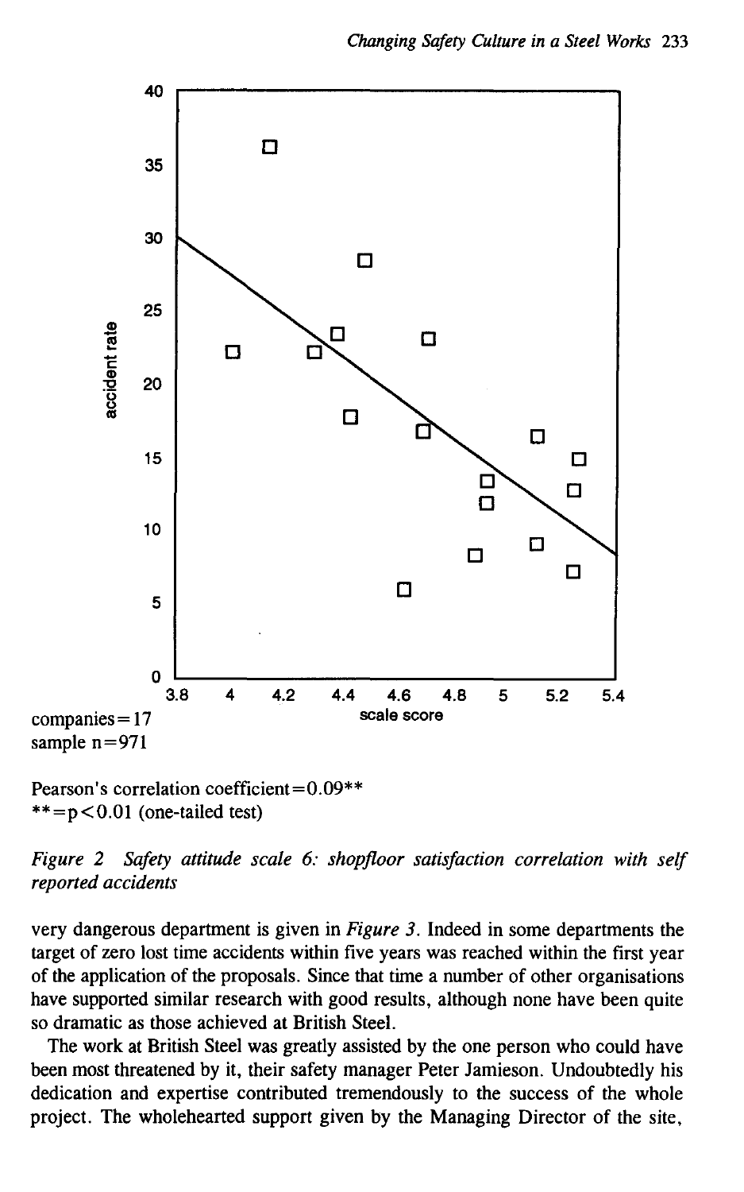companies = 17
sample n = 971

Pearson's correlation coefficient = 0.09**
** = $p < 0.01$ (one-tailed test)

*Figure 2 Safety attitude scale 6: shopfloor satisfaction correlation with self reported accidents*

very dangerous department is given in *Figure 3*. Indeed in some departments the target of zero lost time accidents within five years was reached within the first year of the application of the proposals. Since that time a number of other organisations have supported similar research with good results, although none have been quite so dramatic as those achieved at British Steel.

The work at British Steel was greatly assisted by the one person who could have been most threatened by it, their safety manager Peter Jamieson. Undoubtedly his dedication and expertise contributed tremendously to the success of the whole project. The wholehearted support given by the Managing Director of the site,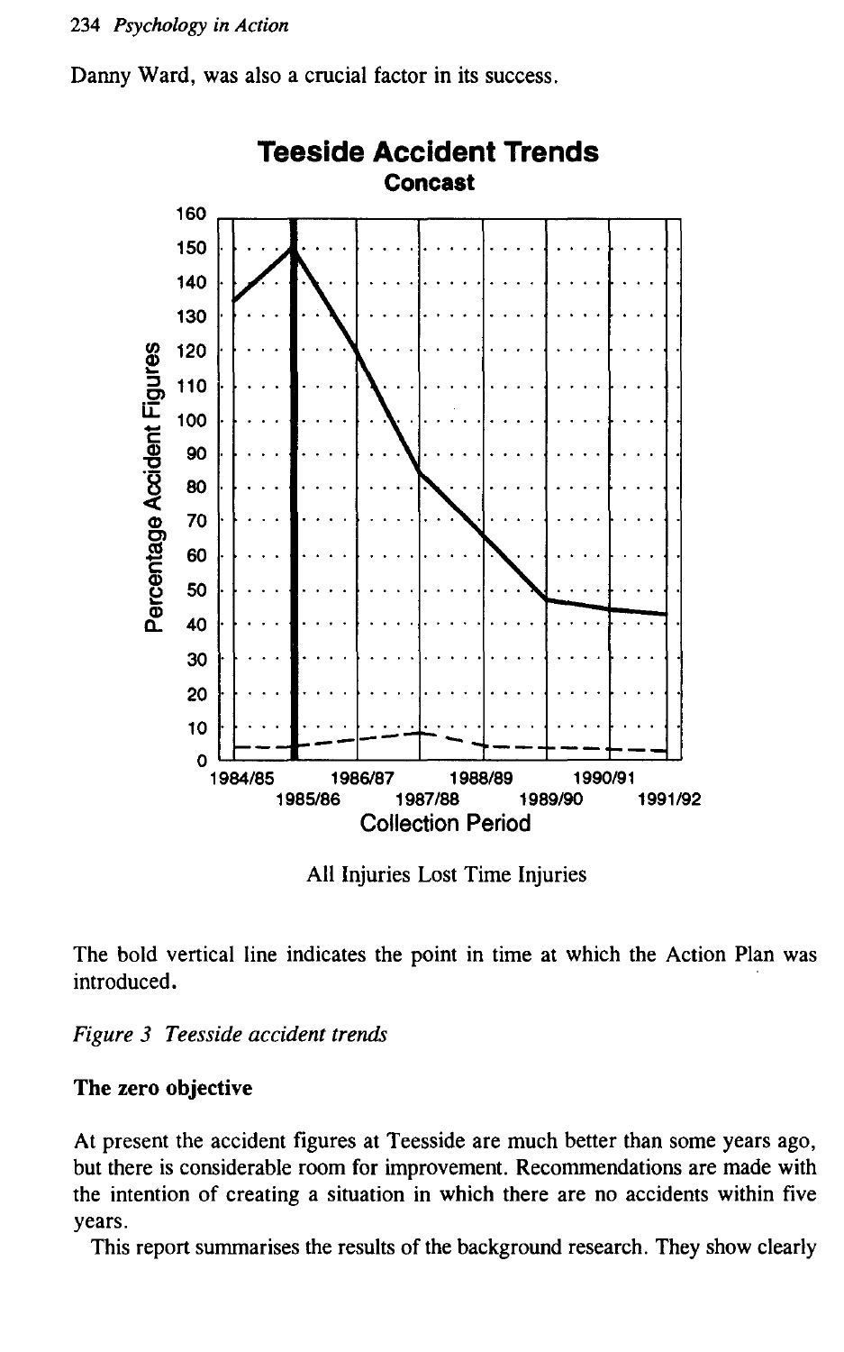Danny Ward, was also a crucial factor in its success.

**Teeside Accident Trends**
**Concast**

All Injuries Lost Time Injuries

The bold vertical line indicates the point in time at which the Action Plan was introduced.

*Figure 3 Teesside accident trends*

### The zero objective

At present the accident figures at Teesside are much better than some years ago, but there is considerable room for improvement. Recommendations are made with the intention of creating a situation in which there are no accidents within five years.

This report summarises the results of the background research. They show clearly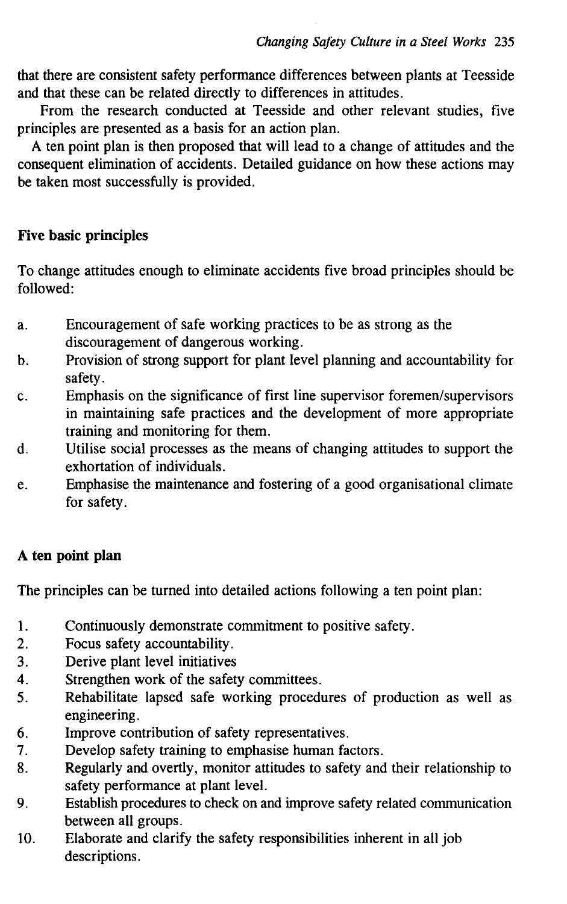that there are consistent safety performance differences between plants at Teesside and that these can be related directly to differences in attitudes.

From the research conducted at Teesside and other relevant studies, five principles are presented as a basis for an action plan.

A ten point plan is then proposed that will lead to a change of attitudes and the consequent elimination of accidents. Detailed guidance on how these actions may be taken most successfully is provided.

## Five basic principles

To change attitudes enough to eliminate accidents five broad principles should be followed:

a. Encouragement of safe working practices to be as strong as the discouragement of dangerous working.
b. Provision of strong support for plant level planning and accountability for safety.
c. Emphasis on the significance of first line supervisor foremen/supervisors in maintaining safe practices and the development of more appropriate training and monitoring for them.
d. Utilise social processes as the means of changing attitudes to support the exhortation of individuals.
e. Emphasise the maintenance and fostering of a good organisational climate for safety.

## A ten point plan

The principles can be turned into detailed actions following a ten point plan:

1. Continuously demonstrate commitment to positive safety.
2. Focus safety accountability.
3. Derive plant level initiatives
4. Strengthen work of the safety committees.
5. Rehabilitate lapsed safe working procedures of production as well as engineering.
6. Improve contribution of safety representatives.
7. Develop safety training to emphasise human factors.
8. Regularly and overtly, monitor attitudes to safety and their relationship to safety performance at plant level.
9. Establish procedures to check on and improve safety related communication between all groups.
10. Elaborate and clarify the safety responsibilities inherent in all job descriptions.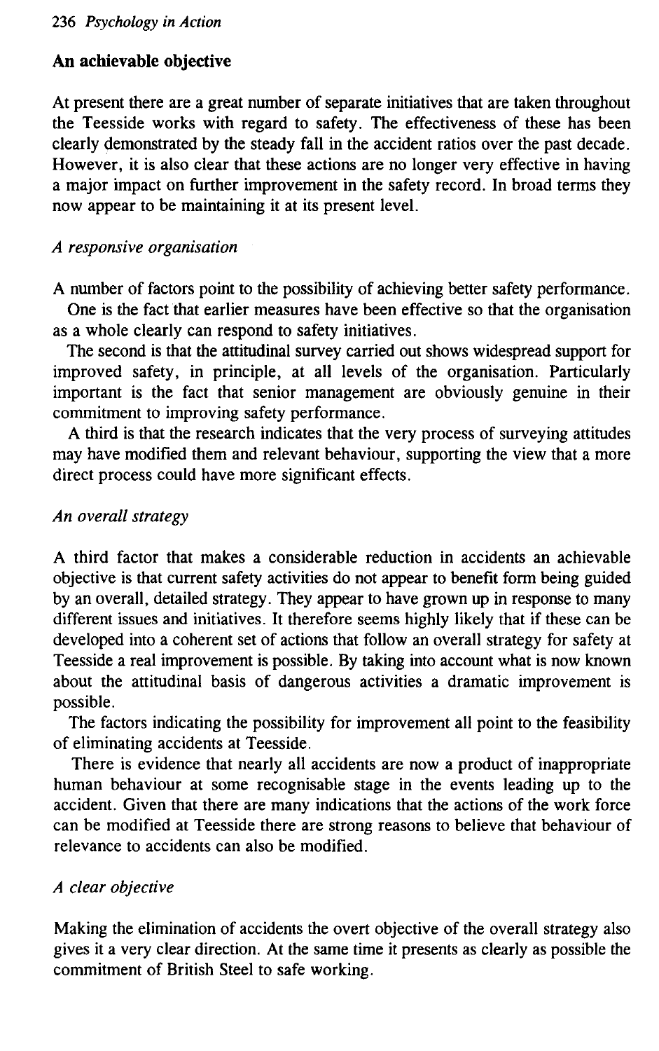## An achievable objective

At present there are a great number of separate initiatives that are taken throughout the Teesside works with regard to safety. The effectiveness of these has been clearly demonstrated by the steady fall in the accident ratios over the past decade. However, it is also clear that these actions are no longer very effective in having a major impact on further improvement in the safety record. In broad terms they now appear to be maintaining it at its present level.

### *A responsive organisation*

A number of factors point to the possibility of achieving better safety performance.

One is the fact that earlier measures have been effective so that the organisation as a whole clearly can respond to safety initiatives.

The second is that the attitudinal survey carried out shows widespread support for improved safety, in principle, at all levels of the organisation. Particularly important is the fact that senior management are obviously genuine in their commitment to improving safety performance.

A third is that the research indicates that the very process of surveying attitudes may have modified them and relevant behaviour, supporting the view that a more direct process could have more significant effects.

### *An overall strategy*

A third factor that makes a considerable reduction in accidents an achievable objective is that current safety activities do not appear to benefit form being guided by an overall, detailed strategy. They appear to have grown up in response to many different issues and initiatives. It therefore seems highly likely that if these can be developed into a coherent set of actions that follow an overall strategy for safety at Teesside a real improvement is possible. By taking into account what is now known about the attitudinal basis of dangerous activities a dramatic improvement is possible.

The factors indicating the possibility for improvement all point to the feasibility of eliminating accidents at Teesside.

There is evidence that nearly all accidents are now a product of inappropriate human behaviour at some recognisable stage in the events leading up to the accident. Given that there are many indications that the actions of the work force can be modified at Teesside there are strong reasons to believe that behaviour of relevance to accidents can also be modified.

### *A clear objective*

Making the elimination of accidents the overt objective of the overall strategy also gives it a very clear direction. At the same time it presents as clearly as possible the commitment of British Steel to safe working.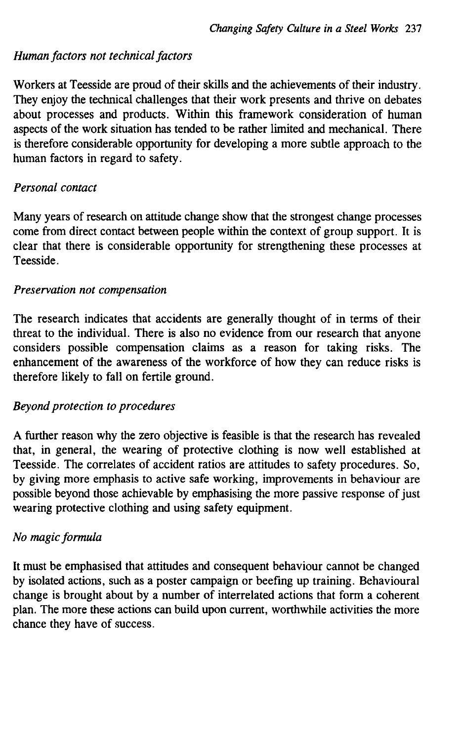*Human factors not technical factors*

Workers at Teesside are proud of their skills and the achievements of their industry. They enjoy the technical challenges that their work presents and thrive on debates about processes and products. Within this framework consideration of human aspects of the work situation has tended to be rather limited and mechanical. There is therefore considerable opportunity for developing a more subtle approach to the human factors in regard to safety.

*Personal contact*

Many years of research on attitude change show that the strongest change processes come from direct contact between people within the context of group support. It is clear that there is considerable opportunity for strengthening these processes at Teesside.

*Preservation not compensation*

The research indicates that accidents are generally thought of in terms of their threat to the individual. There is also no evidence from our research that anyone considers possible compensation claims as a reason for taking risks. The enhancement of the awareness of the workforce of how they can reduce risks is therefore likely to fall on fertile ground.

*Beyond protection to procedures*

A further reason why the zero objective is feasible is that the research has revealed that, in general, the wearing of protective clothing is now well established at Teesside. The correlates of accident ratios are attitudes to safety procedures. So, by giving more emphasis to active safe working, improvements in behaviour are possible beyond those achievable by emphasising the more passive response of just wearing protective clothing and using safety equipment.

*No magic formula*

It must be emphasised that attitudes and consequent behaviour cannot be changed by isolated actions, such as a poster campaign or beefing up training. Behavioural change is brought about by a number of interrelated actions that form a coherent plan. The more these actions can build upon current, worthwhile activities the more chance they have of success.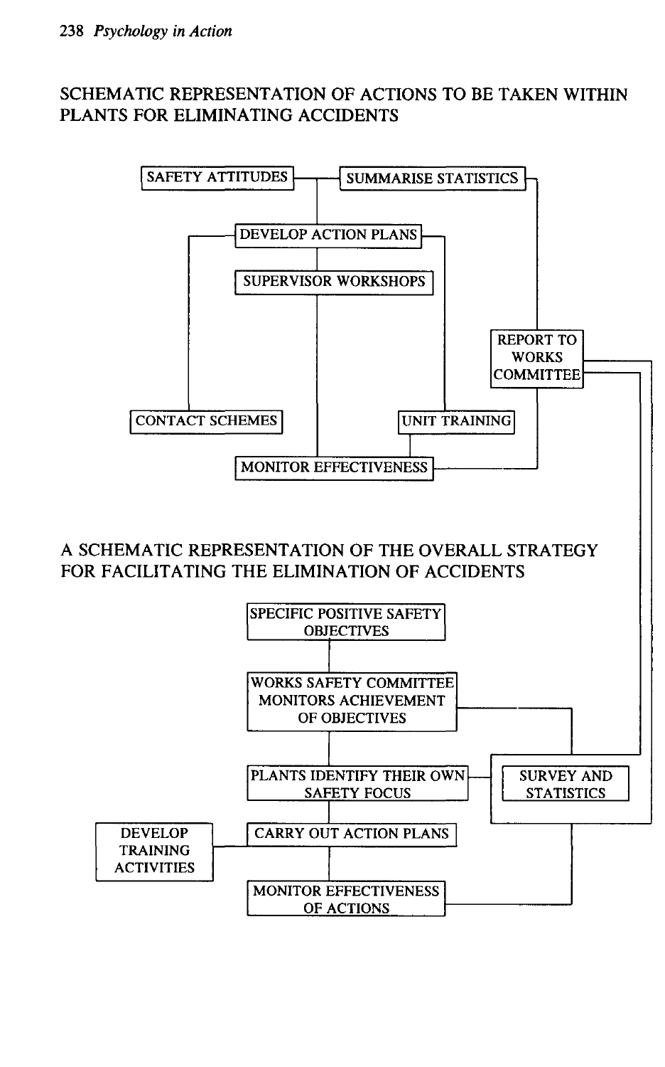## SCHEMATIC REPRESENTATION OF ACTIONS TO BE TAKEN WITHIN PLANTS FOR ELIMINATING ACCIDENTS

SAFETY ATTITUDES

SUMMARISE STATISTICS

DEVELOP ACTION PLANS

SUPERVISOR WORKSHOPS

REPORT TO WORKS COMMITTEE

CONTACT SCHEMES

UNIT TRAINING

MONITOR EFFECTIVENESS

## A SCHEMATIC REPRESENTATION OF THE OVERALL STRATEGY FOR FACILITATING THE ELIMINATION OF ACCIDENTS

SPECIFIC POSITIVE SAFETY OBJECTIVES

WORKS SAFETY COMMITTEE MONITORS ACHIEVEMENT OF OBJECTIVES

PLANTS IDENTIFY THEIR OWN SAFETY FOCUS

SURVEY AND STATISTICS

DEVELOP TRAINING ACTIVITIES

CARRY OUT ACTION PLANS

MONITOR EFFECTIVENESS OF ACTIONS